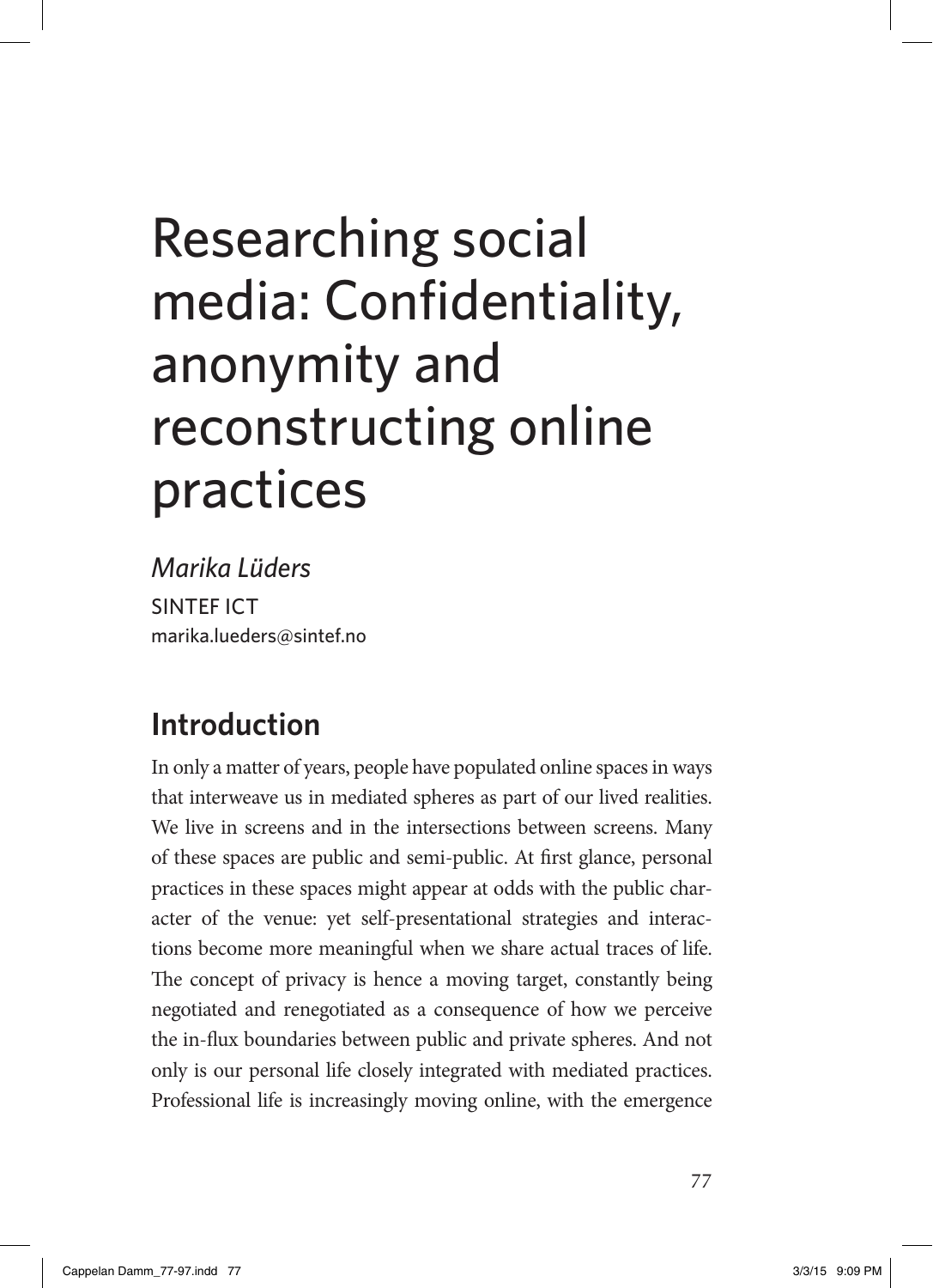# Researching social media: Confidentiality, anonymity and reconstructing online practices

*Marika Lüders*
SINTEF ICT
marika.lueders@sintef.no

## Introduction

In only a matter of years, people have populated online spaces in ways that interweave us in mediated spheres as part of our lived realities. We live in screens and in the intersections between screens. Many of these spaces are public and semi-public. At first glance, personal practices in these spaces might appear at odds with the public character of the venue: yet self-presentational strategies and interactions become more meaningful when we share actual traces of life. The concept of privacy is hence a moving target, constantly being negotiated and renegotiated as a consequence of how we perceive the in-flux boundaries between public and private spheres. And not only is our personal life closely integrated with mediated practices. Professional life is increasingly moving online, with the emergence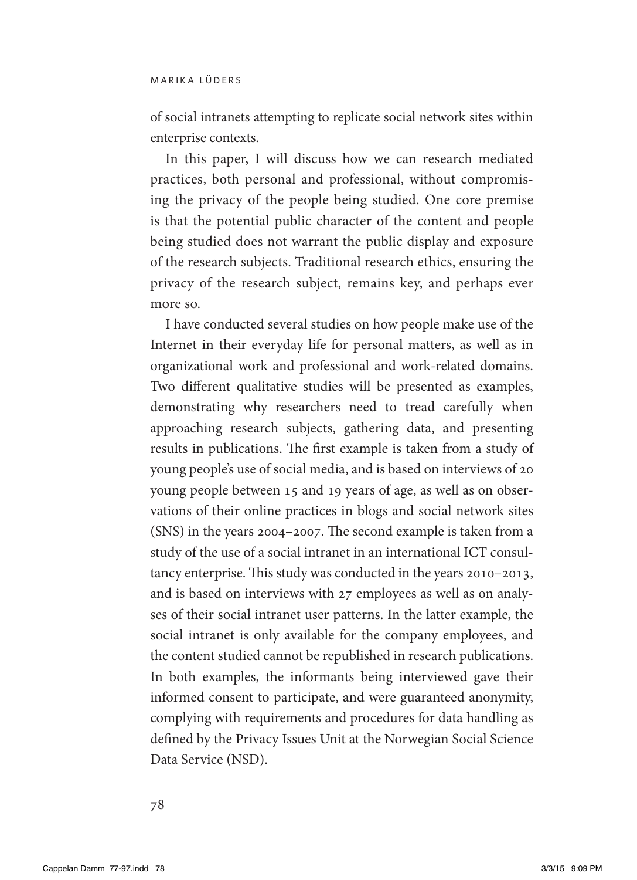of social intranets attempting to replicate social network sites within enterprise contexts.

In this paper, I will discuss how we can research mediated practices, both personal and professional, without compromising the privacy of the people being studied. One core premise is that the potential public character of the content and people being studied does not warrant the public display and exposure of the research subjects. Traditional research ethics, ensuring the privacy of the research subject, remains key, and perhaps ever more so.

I have conducted several studies on how people make use of the Internet in their everyday life for personal matters, as well as in organizational work and professional and work-related domains. Two different qualitative studies will be presented as examples, demonstrating why researchers need to tread carefully when approaching research subjects, gathering data, and presenting results in publications. The first example is taken from a study of young people's use of social media, and is based on interviews of 20 young people between 15 and 19 years of age, as well as on observations of their online practices in blogs and social network sites (SNS) in the years 2004–2007. The second example is taken from a study of the use of a social intranet in an international ICT consultancy enterprise. This study was conducted in the years 2010–2013, and is based on interviews with 27 employees as well as on analyses of their social intranet user patterns. In the latter example, the social intranet is only available for the company employees, and the content studied cannot be republished in research publications. In both examples, the informants being interviewed gave their informed consent to participate, and were guaranteed anonymity, complying with requirements and procedures for data handling as defined by the Privacy Issues Unit at the Norwegian Social Science Data Service (NSD).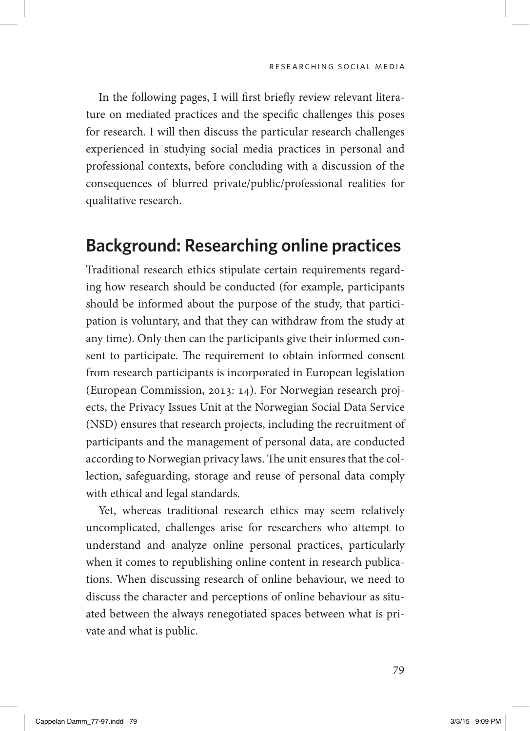In the following pages, I will first briefly review relevant literature on mediated practices and the specific challenges this poses for research. I will then discuss the particular research challenges experienced in studying social media practices in personal and professional contexts, before concluding with a discussion of the consequences of blurred private/public/professional realities for qualitative research.

## Background: Researching online practices

Traditional research ethics stipulate certain requirements regarding how research should be conducted (for example, participants should be informed about the purpose of the study, that participation is voluntary, and that they can withdraw from the study at any time). Only then can the participants give their informed consent to participate. The requirement to obtain informed consent from research participants is incorporated in European legislation (European Commission, 2013: 14). For Norwegian research projects, the Privacy Issues Unit at the Norwegian Social Data Service (NSD) ensures that research projects, including the recruitment of participants and the management of personal data, are conducted according to Norwegian privacy laws. The unit ensures that the collection, safeguarding, storage and reuse of personal data comply with ethical and legal standards.

Yet, whereas traditional research ethics may seem relatively uncomplicated, challenges arise for researchers who attempt to understand and analyze online personal practices, particularly when it comes to republishing online content in research publications. When discussing research of online behaviour, we need to discuss the character and perceptions of online behaviour as situated between the always renegotiated spaces between what is private and what is public.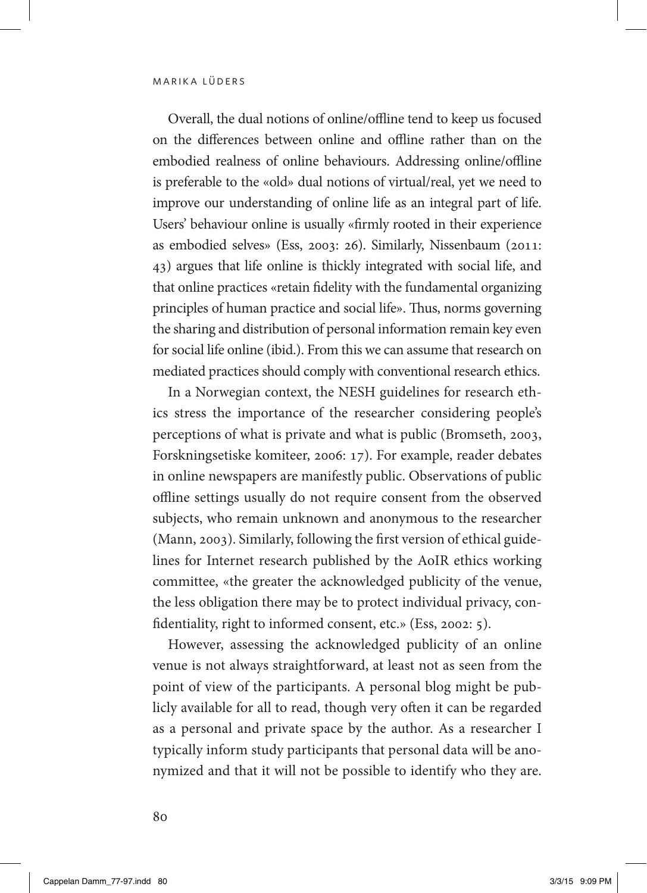Overall, the dual notions of online/offline tend to keep us focused on the differences between online and offline rather than on the embodied realness of online behaviours. Addressing online/offline is preferable to the «old» dual notions of virtual/real, yet we need to improve our understanding of online life as an integral part of life. Users' behaviour online is usually «firmly rooted in their experience as embodied selves» (Ess, 2003: 26). Similarly, Nissenbaum (2011: 43) argues that life online is thickly integrated with social life, and that online practices «retain fidelity with the fundamental organizing principles of human practice and social life». Thus, norms governing the sharing and distribution of personal information remain key even for social life online (ibid.). From this we can assume that research on mediated practices should comply with conventional research ethics.

In a Norwegian context, the NESH guidelines for research ethics stress the importance of the researcher considering people's perceptions of what is private and what is public (Bromseth, 2003, Forskningsetiske komiteer, 2006: 17). For example, reader debates in online newspapers are manifestly public. Observations of public offline settings usually do not require consent from the observed subjects, who remain unknown and anonymous to the researcher (Mann, 2003). Similarly, following the first version of ethical guidelines for Internet research published by the AoIR ethics working committee, «the greater the acknowledged publicity of the venue, the less obligation there may be to protect individual privacy, confidentiality, right to informed consent, etc.» (Ess, 2002: 5).

However, assessing the acknowledged publicity of an online venue is not always straightforward, at least not as seen from the point of view of the participants. A personal blog might be publicly available for all to read, though very often it can be regarded as a personal and private space by the author. As a researcher I typically inform study participants that personal data will be anonymized and that it will not be possible to identify who they are.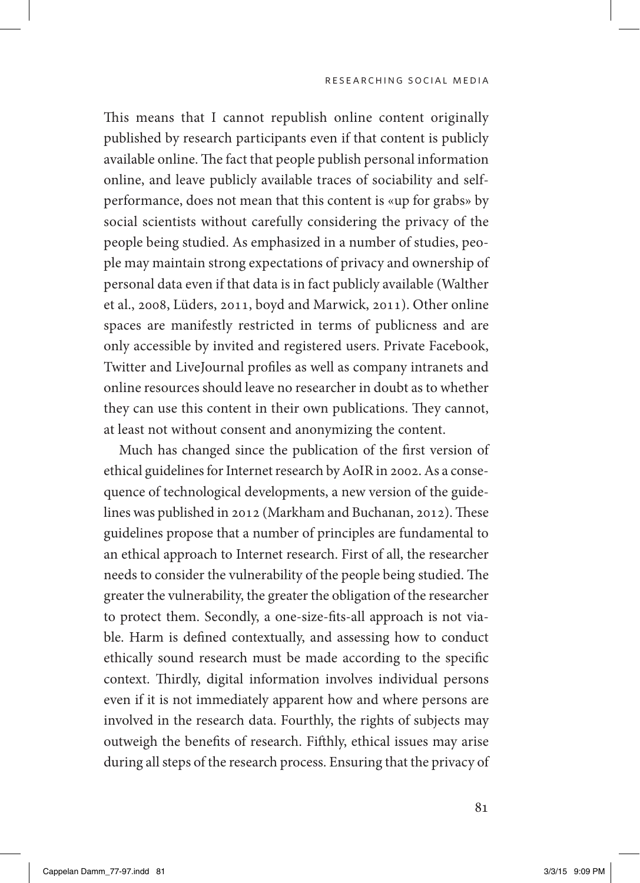This means that I cannot republish online content originally published by research participants even if that content is publicly available online. The fact that people publish personal information online, and leave publicly available traces of sociability and self-performance, does not mean that this content is «up for grabs» by social scientists without carefully considering the privacy of the people being studied. As emphasized in a number of studies, people may maintain strong expectations of privacy and ownership of personal data even if that data is in fact publicly available (Walther et al., 2008, Lüders, 2011, boyd and Marwick, 2011). Other online spaces are manifestly restricted in terms of publicness and are only accessible by invited and registered users. Private Facebook, Twitter and LiveJournal profiles as well as company intranets and online resources should leave no researcher in doubt as to whether they can use this content in their own publications. They cannot, at least not without consent and anonymizing the content.

Much has changed since the publication of the first version of ethical guidelines for Internet research by AoIR in 2002. As a consequence of technological developments, a new version of the guidelines was published in 2012 (Markham and Buchanan, 2012). These guidelines propose that a number of principles are fundamental to an ethical approach to Internet research. First of all, the researcher needs to consider the vulnerability of the people being studied. The greater the vulnerability, the greater the obligation of the researcher to protect them. Secondly, a one-size-fits-all approach is not viable. Harm is defined contextually, and assessing how to conduct ethically sound research must be made according to the specific context. Thirdly, digital information involves individual persons even if it is not immediately apparent how and where persons are involved in the research data. Fourthly, the rights of subjects may outweigh the benefits of research. Fifthly, ethical issues may arise during all steps of the research process. Ensuring that the privacy of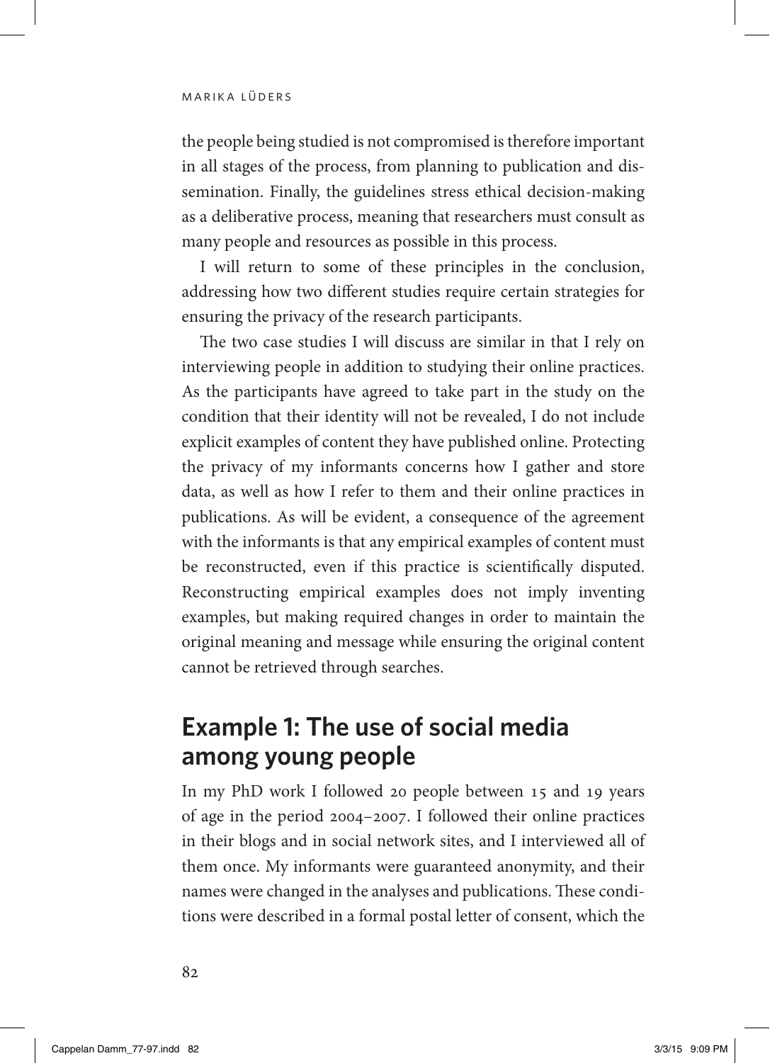the people being studied is not compromised is therefore important in all stages of the process, from planning to publication and dissemination. Finally, the guidelines stress ethical decision-making as a deliberative process, meaning that researchers must consult as many people and resources as possible in this process.

I will return to some of these principles in the conclusion, addressing how two different studies require certain strategies for ensuring the privacy of the research participants.

The two case studies I will discuss are similar in that I rely on interviewing people in addition to studying their online practices. As the participants have agreed to take part in the study on the condition that their identity will not be revealed, I do not include explicit examples of content they have published online. Protecting the privacy of my informants concerns how I gather and store data, as well as how I refer to them and their online practices in publications. As will be evident, a consequence of the agreement with the informants is that any empirical examples of content must be reconstructed, even if this practice is scientifically disputed. Reconstructing empirical examples does not imply inventing examples, but making required changes in order to maintain the original meaning and message while ensuring the original content cannot be retrieved through searches.

## Example 1: The use of social media among young people

In my PhD work I followed 20 people between 15 and 19 years of age in the period 2004–2007. I followed their online practices in their blogs and in social network sites, and I interviewed all of them once. My informants were guaranteed anonymity, and their names were changed in the analyses and publications. These conditions were described in a formal postal letter of consent, which the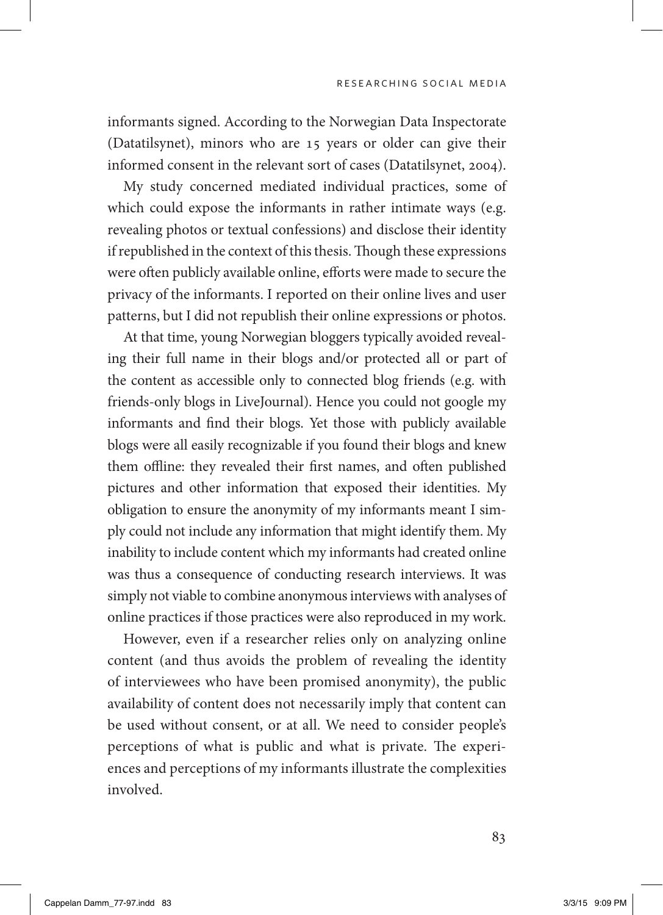informants signed. According to the Norwegian Data Inspectorate (Datatilsynet), minors who are 15 years or older can give their informed consent in the relevant sort of cases (Datatilsynet, 2004).

My study concerned mediated individual practices, some of which could expose the informants in rather intimate ways (e.g. revealing photos or textual confessions) and disclose their identity if republished in the context of this thesis. Though these expressions were often publicly available online, efforts were made to secure the privacy of the informants. I reported on their online lives and user patterns, but I did not republish their online expressions or photos.

At that time, young Norwegian bloggers typically avoided revealing their full name in their blogs and/or protected all or part of the content as accessible only to connected blog friends (e.g. with friends-only blogs in LiveJournal). Hence you could not google my informants and find their blogs. Yet those with publicly available blogs were all easily recognizable if you found their blogs and knew them offline: they revealed their first names, and often published pictures and other information that exposed their identities. My obligation to ensure the anonymity of my informants meant I simply could not include any information that might identify them. My inability to include content which my informants had created online was thus a consequence of conducting research interviews. It was simply not viable to combine anonymous interviews with analyses of online practices if those practices were also reproduced in my work.

However, even if a researcher relies only on analyzing online content (and thus avoids the problem of revealing the identity of interviewees who have been promised anonymity), the public availability of content does not necessarily imply that content can be used without consent, or at all. We need to consider people's perceptions of what is public and what is private. The experiences and perceptions of my informants illustrate the complexities involved.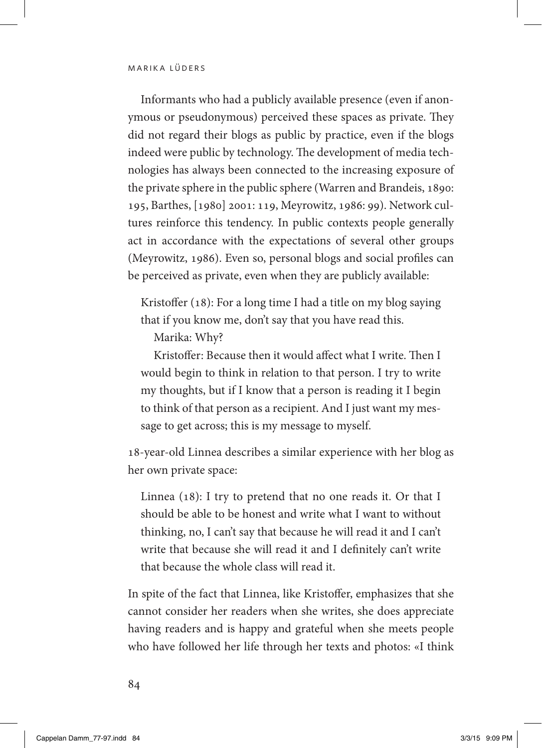Informants who had a publicly available presence (even if anonymous or pseudonymous) perceived these spaces as private. They did not regard their blogs as public by practice, even if the blogs indeed were public by technology. The development of media technologies has always been connected to the increasing exposure of the private sphere in the public sphere (Warren and Brandeis, 1890: 195, Barthes, [1980] 2001: 119, Meyrowitz, 1986: 99). Network cultures reinforce this tendency. In public contexts people generally act in accordance with the expectations of several other groups (Meyrowitz, 1986). Even so, personal blogs and social profiles can be perceived as private, even when they are publicly available:

> Kristoffer (18): For a long time I had a title on my blog saying that if you know me, don't say that you have read this.
>
> Marika: Why?
>
> Kristoffer: Because then it would affect what I write. Then I would begin to think in relation to that person. I try to write my thoughts, but if I know that a person is reading it I begin to think of that person as a recipient. And I just want my message to get across; this is my message to myself.

18-year-old Linnea describes a similar experience with her blog as her own private space:

> Linnea (18): I try to pretend that no one reads it. Or that I should be able to be honest and write what I want to without thinking, no, I can't say that because he will read it and I can't write that because she will read it and I definitely can't write that because the whole class will read it.

In spite of the fact that Linnea, like Kristoffer, emphasizes that she cannot consider her readers when she writes, she does appreciate having readers and is happy and grateful when she meets people who have followed her life through her texts and photos: «I think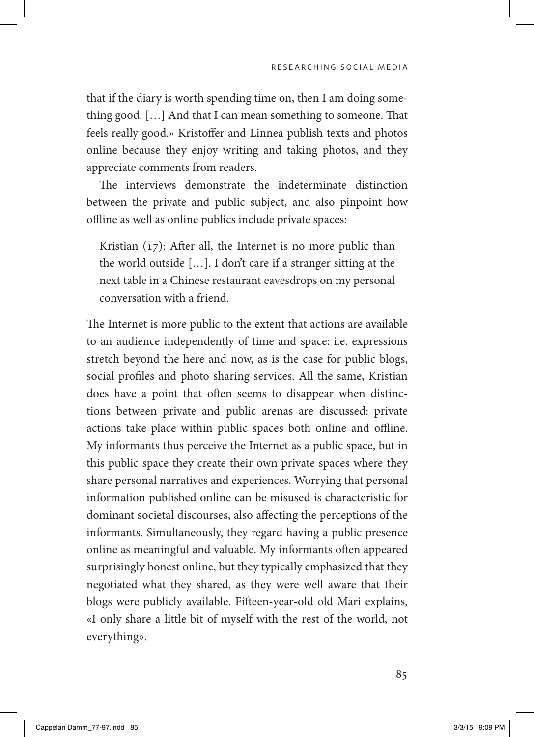that if the diary is worth spending time on, then I am doing something good. […] And that I can mean something to someone. That feels really good.» Kristoffer and Linnea publish texts and photos online because they enjoy writing and taking photos, and they appreciate comments from readers.

The interviews demonstrate the indeterminate distinction between the private and public subject, and also pinpoint how offline as well as online publics include private spaces:

> Kristian (17): After all, the Internet is no more public than the world outside […]. I don't care if a stranger sitting at the next table in a Chinese restaurant eavesdrops on my personal conversation with a friend.

The Internet is more public to the extent that actions are available to an audience independently of time and space: i.e. expressions stretch beyond the here and now, as is the case for public blogs, social profiles and photo sharing services. All the same, Kristian does have a point that often seems to disappear when distinctions between private and public arenas are discussed: private actions take place within public spaces both online and offline. My informants thus perceive the Internet as a public space, but in this public space they create their own private spaces where they share personal narratives and experiences. Worrying that personal information published online can be misused is characteristic for dominant societal discourses, also affecting the perceptions of the informants. Simultaneously, they regard having a public presence online as meaningful and valuable. My informants often appeared surprisingly honest online, but they typically emphasized that they negotiated what they shared, as they were well aware that their blogs were publicly available. Fifteen-year-old old Mari explains, «I only share a little bit of myself with the rest of the world, not everything».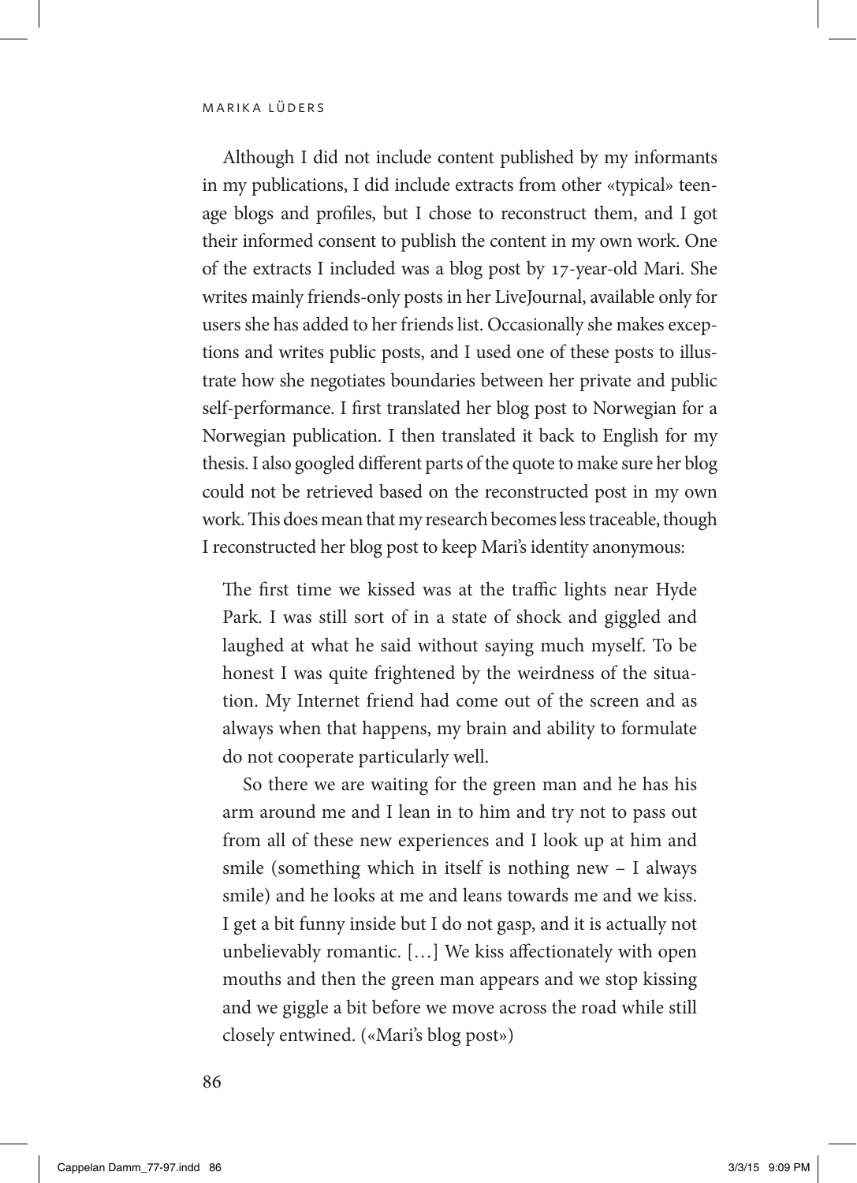Although I did not include content published by my informants in my publications, I did include extracts from other «typical» teenage blogs and profiles, but I chose to reconstruct them, and I got their informed consent to publish the content in my own work. One of the extracts I included was a blog post by 17-year-old Mari. She writes mainly friends-only posts in her LiveJournal, available only for users she has added to her friends list. Occasionally she makes exceptions and writes public posts, and I used one of these posts to illustrate how she negotiates boundaries between her private and public self-performance. I first translated her blog post to Norwegian for a Norwegian publication. I then translated it back to English for my thesis. I also googled different parts of the quote to make sure her blog could not be retrieved based on the reconstructed post in my own work. This does mean that my research becomes less traceable, though I reconstructed her blog post to keep Mari's identity anonymous:

> The first time we kissed was at the traffic lights near Hyde Park. I was still sort of in a state of shock and giggled and laughed at what he said without saying much myself. To be honest I was quite frightened by the weirdness of the situation. My Internet friend had come out of the screen and as always when that happens, my brain and ability to formulate do not cooperate particularly well.
>
> So there we are waiting for the green man and he has his arm around me and I lean in to him and try not to pass out from all of these new experiences and I look up at him and smile (something which in itself is nothing new – I always smile) and he looks at me and leans towards me and we kiss. I get a bit funny inside but I do not gasp, and it is actually not unbelievably romantic. […] We kiss affectionately with open mouths and then the green man appears and we stop kissing and we giggle a bit before we move across the road while still closely entwined. («Mari's blog post»)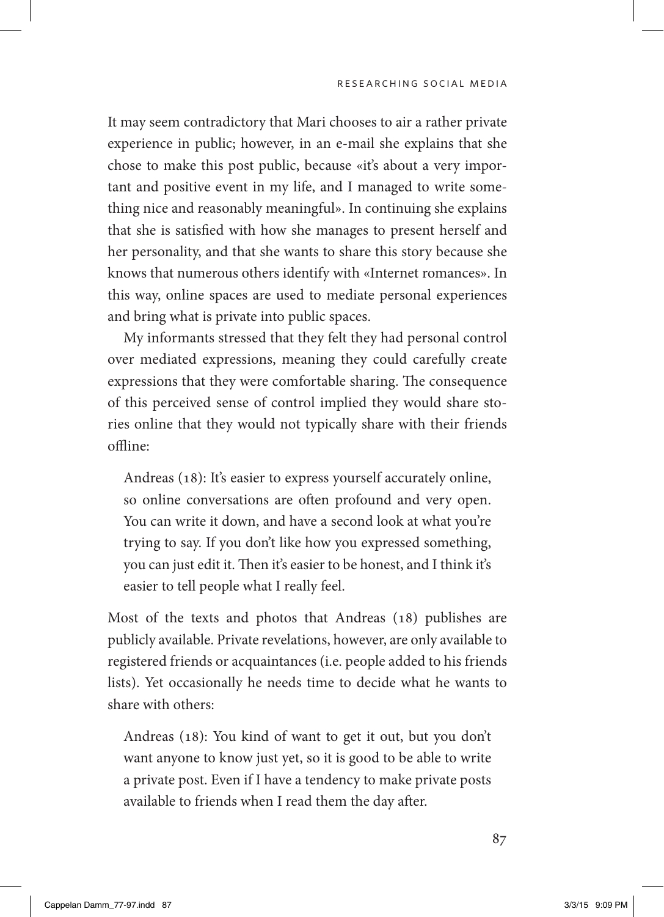It may seem contradictory that Mari chooses to air a rather private experience in public; however, in an e-mail she explains that she chose to make this post public, because «it's about a very important and positive event in my life, and I managed to write something nice and reasonably meaningful». In continuing she explains that she is satisfied with how she manages to present herself and her personality, and that she wants to share this story because she knows that numerous others identify with «Internet romances». In this way, online spaces are used to mediate personal experiences and bring what is private into public spaces.

My informants stressed that they felt they had personal control over mediated expressions, meaning they could carefully create expressions that they were comfortable sharing. The consequence of this perceived sense of control implied they would share stories online that they would not typically share with their friends offline:

> Andreas (18): It's easier to express yourself accurately online, so online conversations are often profound and very open. You can write it down, and have a second look at what you're trying to say. If you don't like how you expressed something, you can just edit it. Then it's easier to be honest, and I think it's easier to tell people what I really feel.

Most of the texts and photos that Andreas (18) publishes are publicly available. Private revelations, however, are only available to registered friends or acquaintances (i.e. people added to his friends lists). Yet occasionally he needs time to decide what he wants to share with others:

> Andreas (18): You kind of want to get it out, but you don't want anyone to know just yet, so it is good to be able to write a private post. Even if I have a tendency to make private posts available to friends when I read them the day after.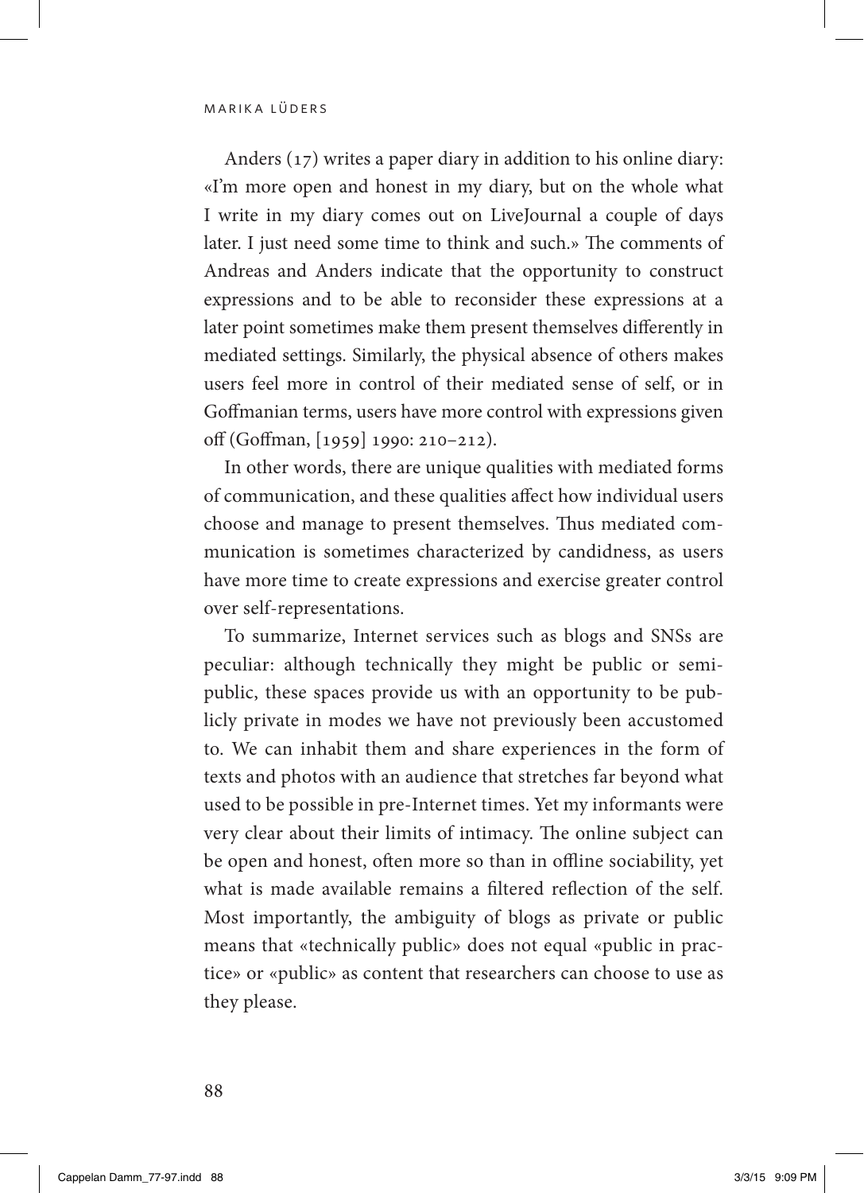Anders (17) writes a paper diary in addition to his online diary: «I'm more open and honest in my diary, but on the whole what I write in my diary comes out on LiveJournal a couple of days later. I just need some time to think and such.» The comments of Andreas and Anders indicate that the opportunity to construct expressions and to be able to reconsider these expressions at a later point sometimes make them present themselves differently in mediated settings. Similarly, the physical absence of others makes users feel more in control of their mediated sense of self, or in Goffmanian terms, users have more control with expressions given off (Goffman, [1959] 1990: 210–212).

In other words, there are unique qualities with mediated forms of communication, and these qualities affect how individual users choose and manage to present themselves. Thus mediated communication is sometimes characterized by candidness, as users have more time to create expressions and exercise greater control over self-representations.

To summarize, Internet services such as blogs and SNSs are peculiar: although technically they might be public or semi-public, these spaces provide us with an opportunity to be publicly private in modes we have not previously been accustomed to. We can inhabit them and share experiences in the form of texts and photos with an audience that stretches far beyond what used to be possible in pre-Internet times. Yet my informants were very clear about their limits of intimacy. The online subject can be open and honest, often more so than in offline sociability, yet what is made available remains a filtered reflection of the self. Most importantly, the ambiguity of blogs as private or public means that «technically public» does not equal «public in practice» or «public» as content that researchers can choose to use as they please.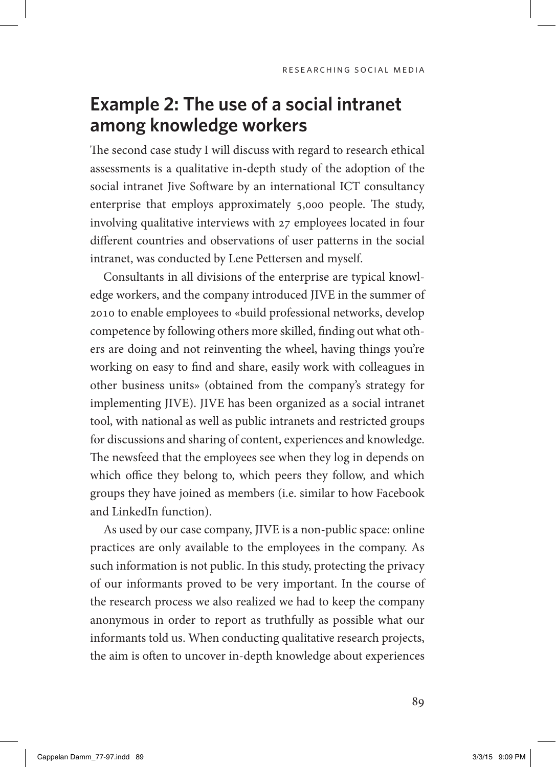## Example 2: The use of a social intranet among knowledge workers

The second case study I will discuss with regard to research ethical assessments is a qualitative in-depth study of the adoption of the social intranet Jive Software by an international ICT consultancy enterprise that employs approximately 5,000 people. The study, involving qualitative interviews with 27 employees located in four different countries and observations of user patterns in the social intranet, was conducted by Lene Pettersen and myself.

Consultants in all divisions of the enterprise are typical knowledge workers, and the company introduced JIVE in the summer of 2010 to enable employees to «build professional networks, develop competence by following others more skilled, finding out what others are doing and not reinventing the wheel, having things you're working on easy to find and share, easily work with colleagues in other business units» (obtained from the company's strategy for implementing JIVE). JIVE has been organized as a social intranet tool, with national as well as public intranets and restricted groups for discussions and sharing of content, experiences and knowledge. The newsfeed that the employees see when they log in depends on which office they belong to, which peers they follow, and which groups they have joined as members (i.e. similar to how Facebook and LinkedIn function).

As used by our case company, JIVE is a non-public space: online practices are only available to the employees in the company. As such information is not public. In this study, protecting the privacy of our informants proved to be very important. In the course of the research process we also realized we had to keep the company anonymous in order to report as truthfully as possible what our informants told us. When conducting qualitative research projects, the aim is often to uncover in-depth knowledge about experiences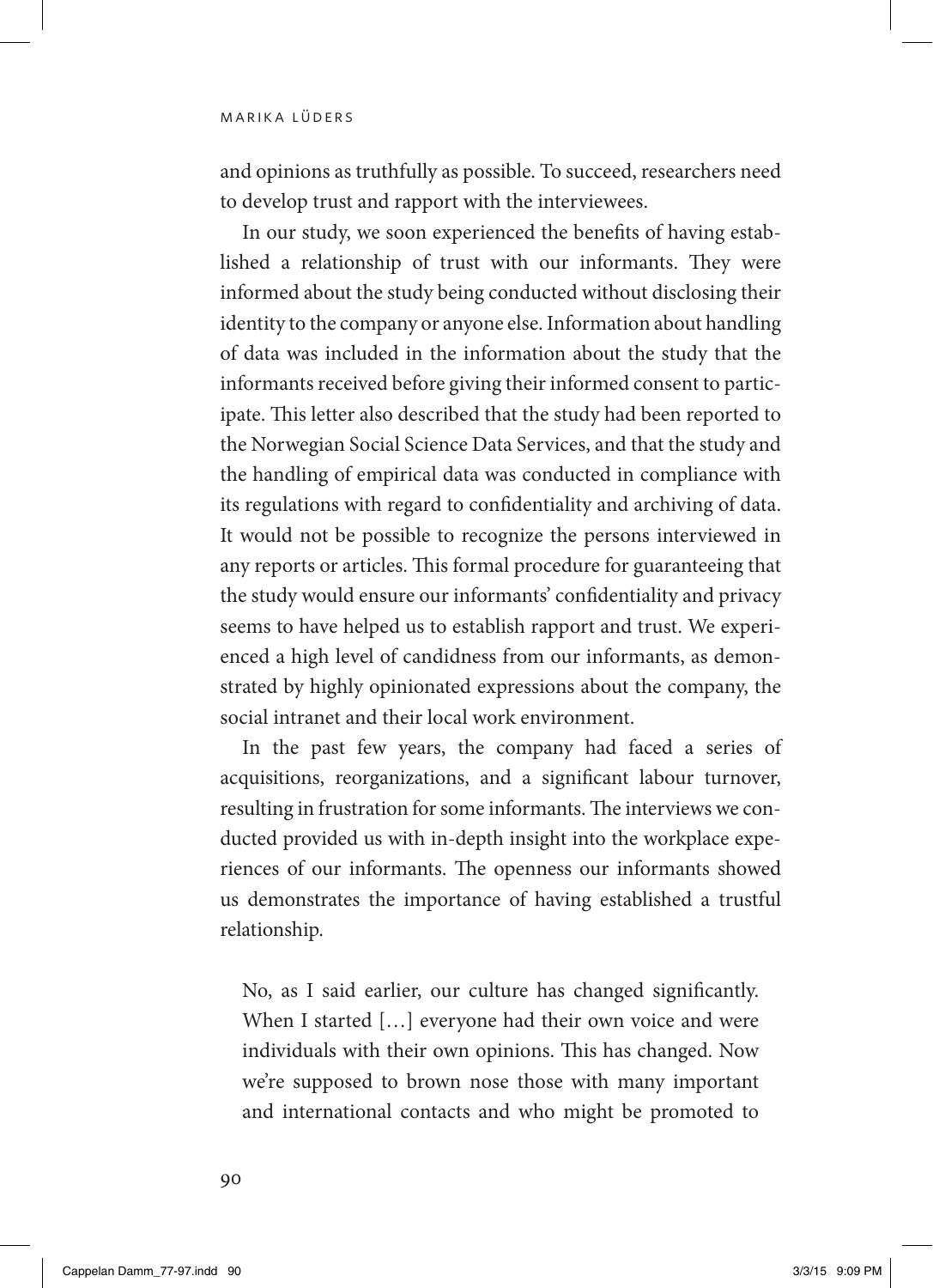and opinions as truthfully as possible. To succeed, researchers need to develop trust and rapport with the interviewees.

In our study, we soon experienced the benefits of having established a relationship of trust with our informants. They were informed about the study being conducted without disclosing their identity to the company or anyone else. Information about handling of data was included in the information about the study that the informants received before giving their informed consent to participate. This letter also described that the study had been reported to the Norwegian Social Science Data Services, and that the study and the handling of empirical data was conducted in compliance with its regulations with regard to confidentiality and archiving of data. It would not be possible to recognize the persons interviewed in any reports or articles. This formal procedure for guaranteeing that the study would ensure our informants' confidentiality and privacy seems to have helped us to establish rapport and trust. We experienced a high level of candidness from our informants, as demonstrated by highly opinionated expressions about the company, the social intranet and their local work environment.

In the past few years, the company had faced a series of acquisitions, reorganizations, and a significant labour turnover, resulting in frustration for some informants. The interviews we conducted provided us with in-depth insight into the workplace experiences of our informants. The openness our informants showed us demonstrates the importance of having established a trustful relationship.

> No, as I said earlier, our culture has changed significantly. When I started […] everyone had their own voice and were individuals with their own opinions. This has changed. Now we're supposed to brown nose those with many important and international contacts and who might be promoted to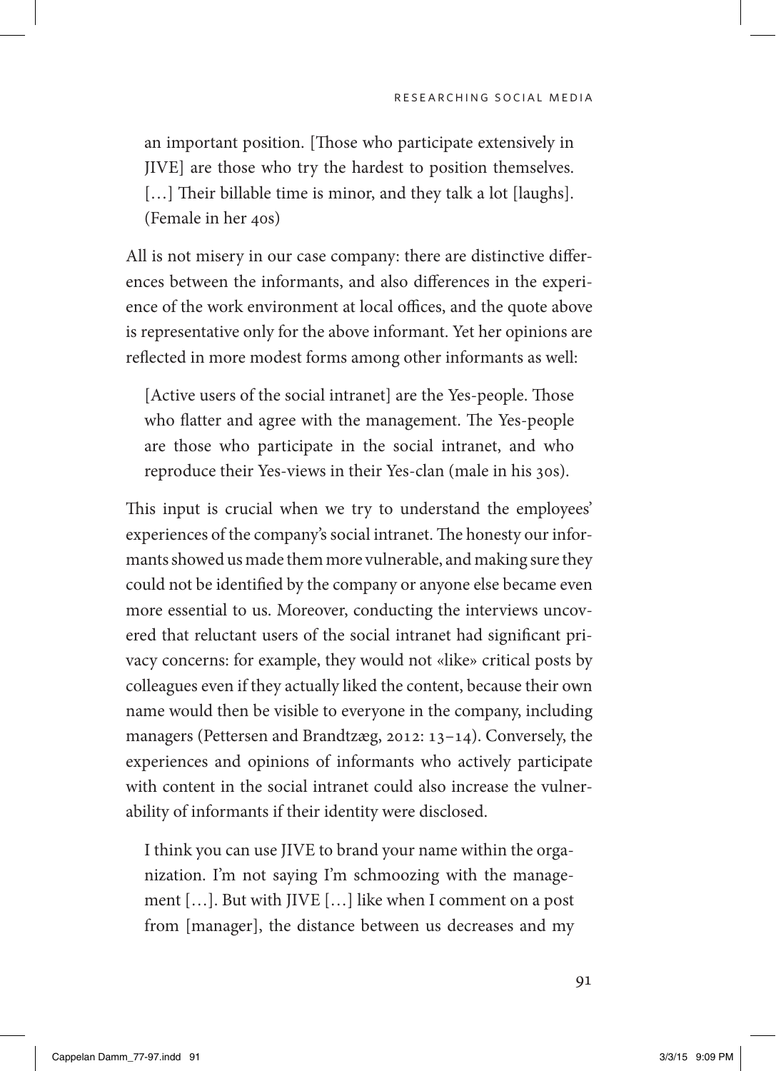> an important position. [Those who participate extensively in JIVE] are those who try the hardest to position themselves. […] Their billable time is minor, and they talk a lot [laughs]. (Female in her 40s)

All is not misery in our case company: there are distinctive differences between the informants, and also differences in the experience of the work environment at local offices, and the quote above is representative only for the above informant. Yet her opinions are reflected in more modest forms among other informants as well:

> [Active users of the social intranet] are the Yes-people. Those who flatter and agree with the management. The Yes-people are those who participate in the social intranet, and who reproduce their Yes-views in their Yes-clan (male in his 30s).

This input is crucial when we try to understand the employees' experiences of the company's social intranet. The honesty our informants showed us made them more vulnerable, and making sure they could not be identified by the company or anyone else became even more essential to us. Moreover, conducting the interviews uncovered that reluctant users of the social intranet had significant privacy concerns: for example, they would not «like» critical posts by colleagues even if they actually liked the content, because their own name would then be visible to everyone in the company, including managers (Pettersen and Brandtzæg, 2012: 13–14). Conversely, the experiences and opinions of informants who actively participate with content in the social intranet could also increase the vulnerability of informants if their identity were disclosed.

> I think you can use JIVE to brand your name within the organization. I'm not saying I'm schmoozing with the management […]. But with JIVE […] like when I comment on a post from [manager], the distance between us decreases and my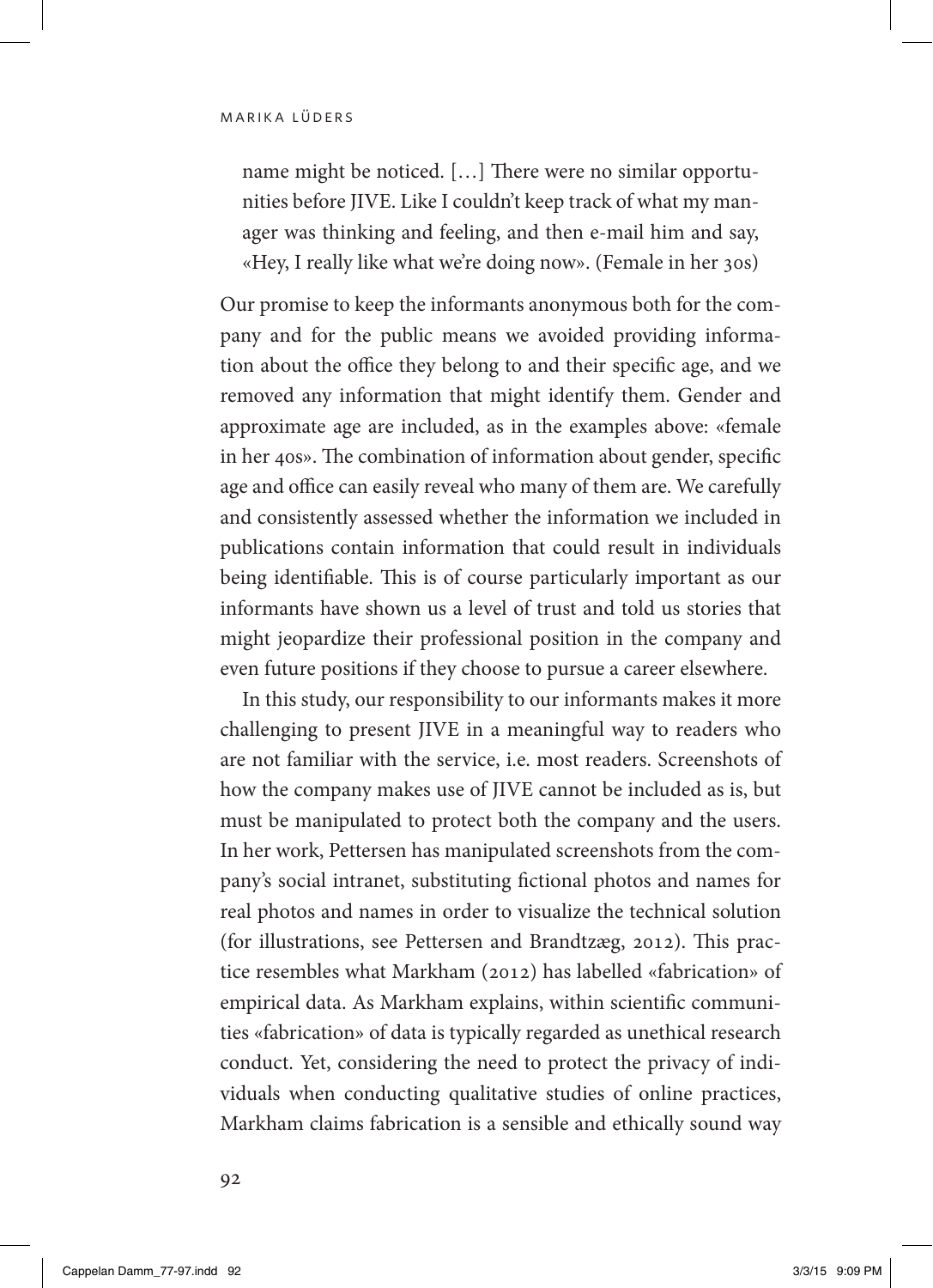> name might be noticed. […] There were no similar opportunities before JIVE. Like I couldn't keep track of what my manager was thinking and feeling, and then e-mail him and say, «Hey, I really like what we're doing now». (Female in her 30s)

Our promise to keep the informants anonymous both for the company and for the public means we avoided providing information about the office they belong to and their specific age, and we removed any information that might identify them. Gender and approximate age are included, as in the examples above: «female in her 40s». The combination of information about gender, specific age and office can easily reveal who many of them are. We carefully and consistently assessed whether the information we included in publications contain information that could result in individuals being identifiable. This is of course particularly important as our informants have shown us a level of trust and told us stories that might jeopardize their professional position in the company and even future positions if they choose to pursue a career elsewhere.

In this study, our responsibility to our informants makes it more challenging to present JIVE in a meaningful way to readers who are not familiar with the service, i.e. most readers. Screenshots of how the company makes use of JIVE cannot be included as is, but must be manipulated to protect both the company and the users. In her work, Pettersen has manipulated screenshots from the company's social intranet, substituting fictional photos and names for real photos and names in order to visualize the technical solution (for illustrations, see Pettersen and Brandtzæg, 2012). This practice resembles what Markham (2012) has labelled «fabrication» of empirical data. As Markham explains, within scientific communities «fabrication» of data is typically regarded as unethical research conduct. Yet, considering the need to protect the privacy of individuals when conducting qualitative studies of online practices, Markham claims fabrication is a sensible and ethically sound way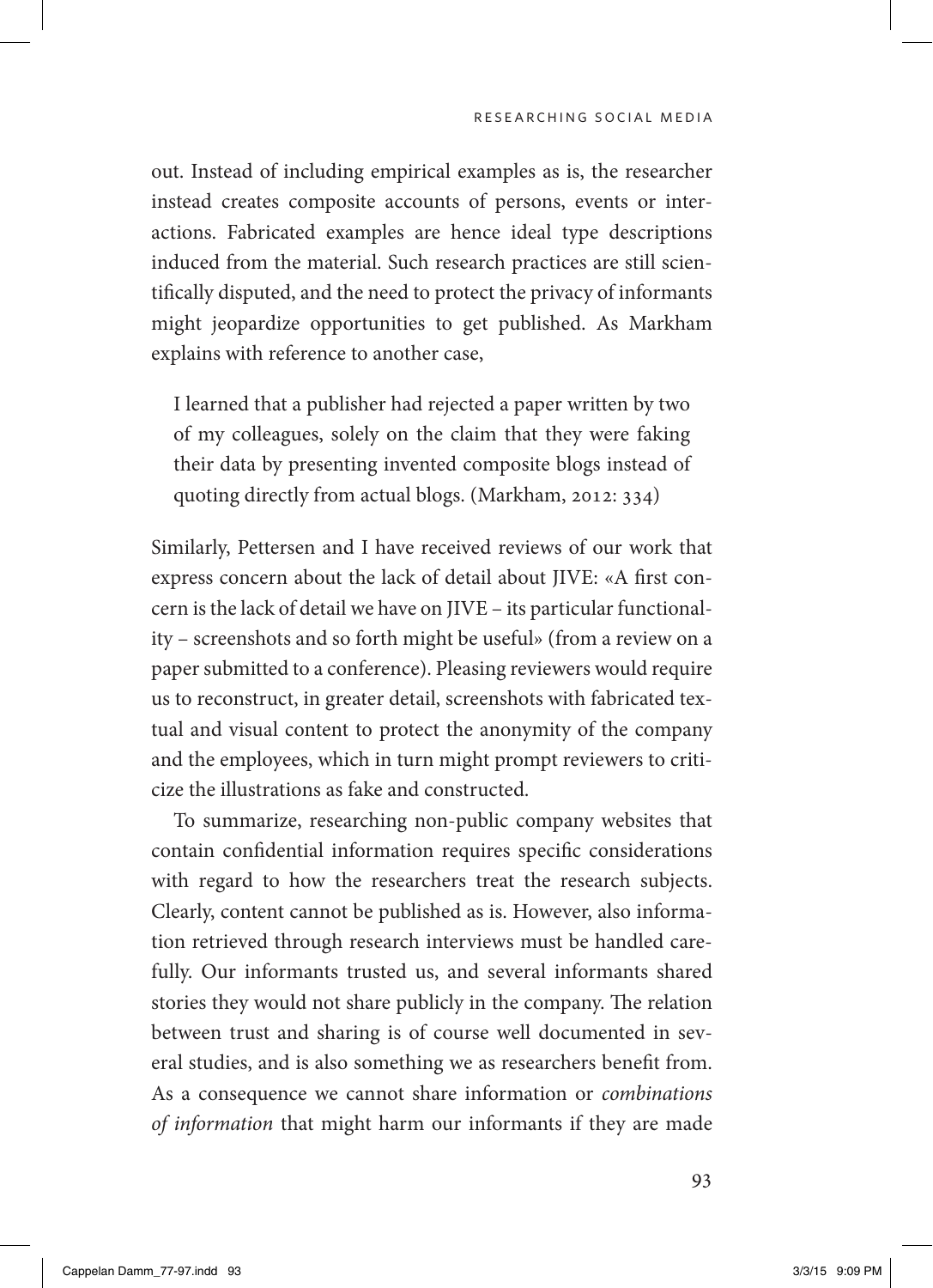out. Instead of including empirical examples as is, the researcher instead creates composite accounts of persons, events or interactions. Fabricated examples are hence ideal type descriptions induced from the material. Such research practices are still scientifically disputed, and the need to protect the privacy of informants might jeopardize opportunities to get published. As Markham explains with reference to another case,

> I learned that a publisher had rejected a paper written by two of my colleagues, solely on the claim that they were faking their data by presenting invented composite blogs instead of quoting directly from actual blogs. (Markham, 2012: 334)

Similarly, Pettersen and I have received reviews of our work that express concern about the lack of detail about JIVE: «A first concern is the lack of detail we have on JIVE – its particular functionality – screenshots and so forth might be useful» (from a review on a paper submitted to a conference). Pleasing reviewers would require us to reconstruct, in greater detail, screenshots with fabricated textual and visual content to protect the anonymity of the company and the employees, which in turn might prompt reviewers to criticize the illustrations as fake and constructed.

To summarize, researching non-public company websites that contain confidential information requires specific considerations with regard to how the researchers treat the research subjects. Clearly, content cannot be published as is. However, also information retrieved through research interviews must be handled carefully. Our informants trusted us, and several informants shared stories they would not share publicly in the company. The relation between trust and sharing is of course well documented in several studies, and is also something we as researchers benefit from. As a consequence we cannot share information or *combinations of information* that might harm our informants if they are made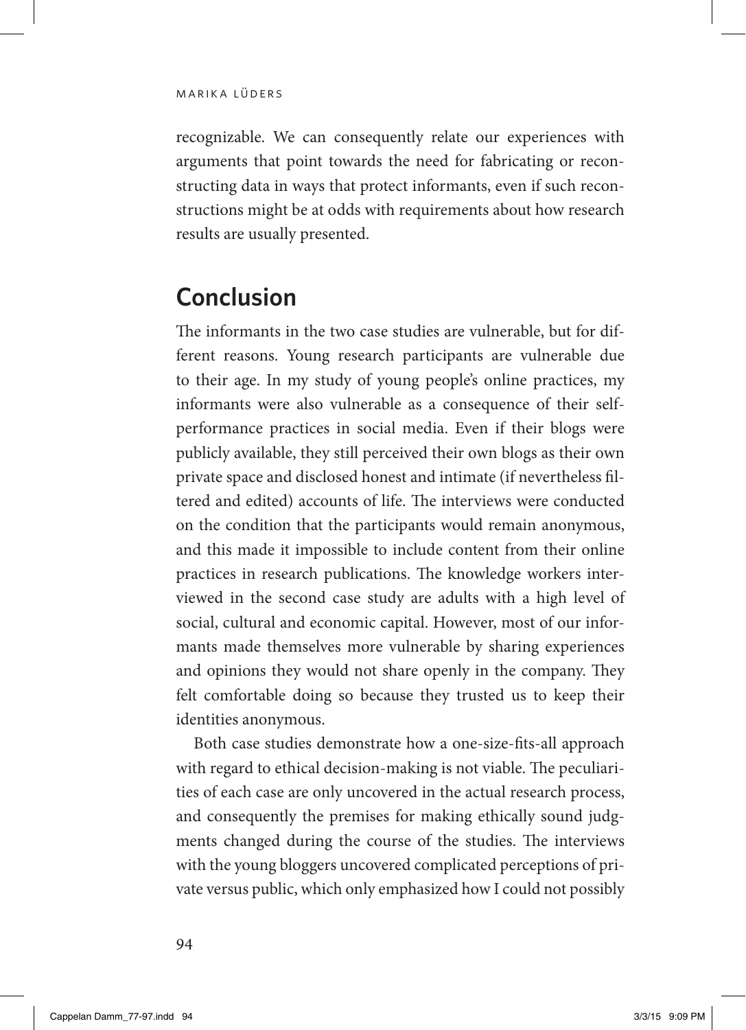recognizable. We can consequently relate our experiences with arguments that point towards the need for fabricating or reconstructing data in ways that protect informants, even if such reconstructions might be at odds with requirements about how research results are usually presented.

## Conclusion

The informants in the two case studies are vulnerable, but for different reasons. Young research participants are vulnerable due to their age. In my study of young people's online practices, my informants were also vulnerable as a consequence of their self-performance practices in social media. Even if their blogs were publicly available, they still perceived their own blogs as their own private space and disclosed honest and intimate (if nevertheless filtered and edited) accounts of life. The interviews were conducted on the condition that the participants would remain anonymous, and this made it impossible to include content from their online practices in research publications. The knowledge workers interviewed in the second case study are adults with a high level of social, cultural and economic capital. However, most of our informants made themselves more vulnerable by sharing experiences and opinions they would not share openly in the company. They felt comfortable doing so because they trusted us to keep their identities anonymous.

Both case studies demonstrate how a one-size-fits-all approach with regard to ethical decision-making is not viable. The peculiarities of each case are only uncovered in the actual research process, and consequently the premises for making ethically sound judgments changed during the course of the studies. The interviews with the young bloggers uncovered complicated perceptions of private versus public, which only emphasized how I could not possibly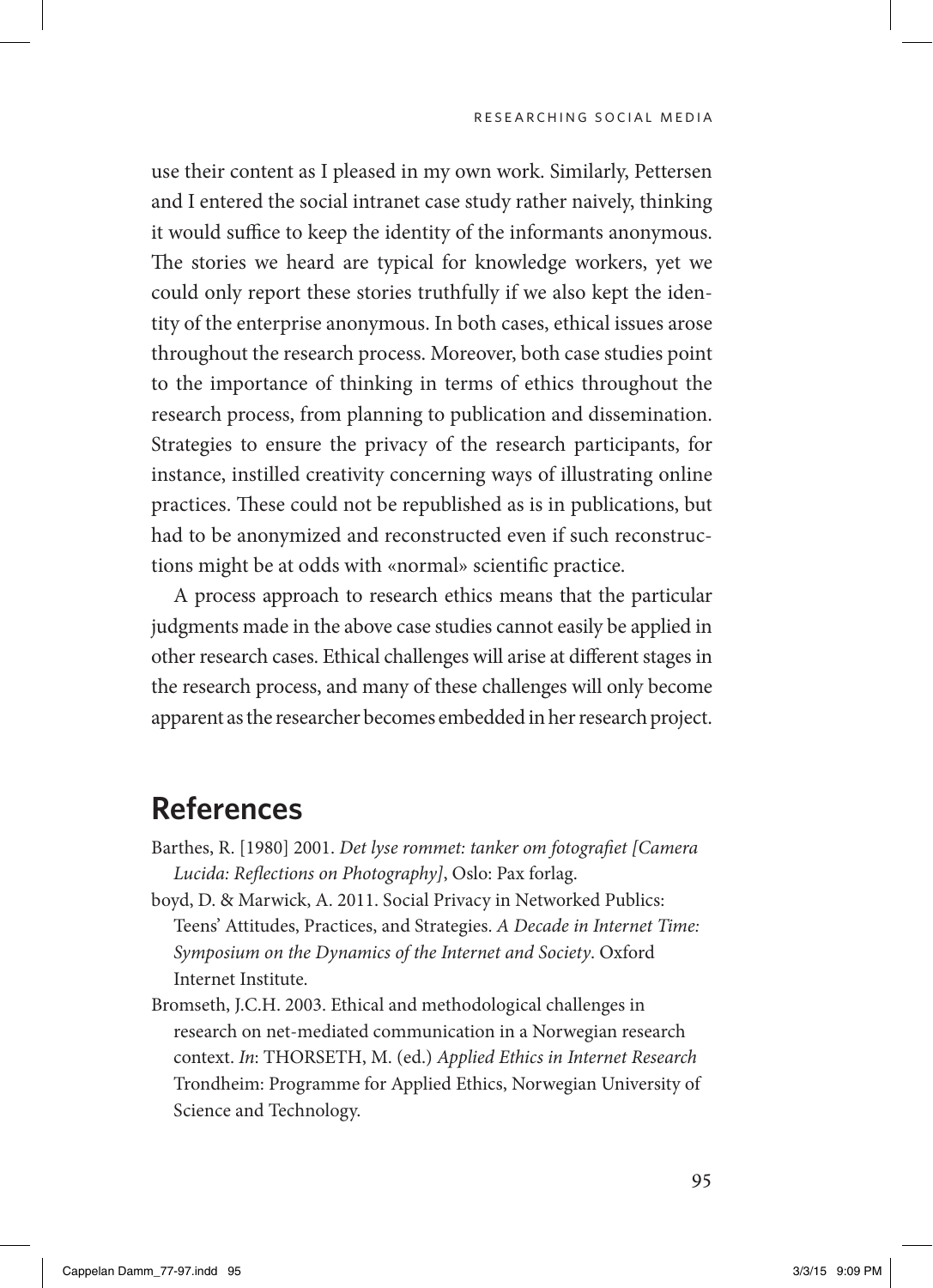use their content as I pleased in my own work. Similarly, Pettersen and I entered the social intranet case study rather naively, thinking it would suffice to keep the identity of the informants anonymous. The stories we heard are typical for knowledge workers, yet we could only report these stories truthfully if we also kept the identity of the enterprise anonymous. In both cases, ethical issues arose throughout the research process. Moreover, both case studies point to the importance of thinking in terms of ethics throughout the research process, from planning to publication and dissemination. Strategies to ensure the privacy of the research participants, for instance, instilled creativity concerning ways of illustrating online practices. These could not be republished as is in publications, but had to be anonymized and reconstructed even if such reconstructions might be at odds with «normal» scientific practice.

A process approach to research ethics means that the particular judgments made in the above case studies cannot easily be applied in other research cases. Ethical challenges will arise at different stages in the research process, and many of these challenges will only become apparent as the researcher becomes embedded in her research project.

## References

Barthes, R. [1980] 2001. *Det lyse rommet: tanker om fotografiet [Camera Lucida: Reflections on Photography]*, Oslo: Pax forlag.

boyd, D. & Marwick, A. 2011. Social Privacy in Networked Publics: Teens' Attitudes, Practices, and Strategies. *A Decade in Internet Time: Symposium on the Dynamics of the Internet and Society*. Oxford Internet Institute.

Bromseth, J.C.H. 2003. Ethical and methodological challenges in research on net-mediated communication in a Norwegian research context. *In*: THORSETH, M. (ed.) *Applied Ethics in Internet Research* Trondheim: Programme for Applied Ethics, Norwegian University of Science and Technology.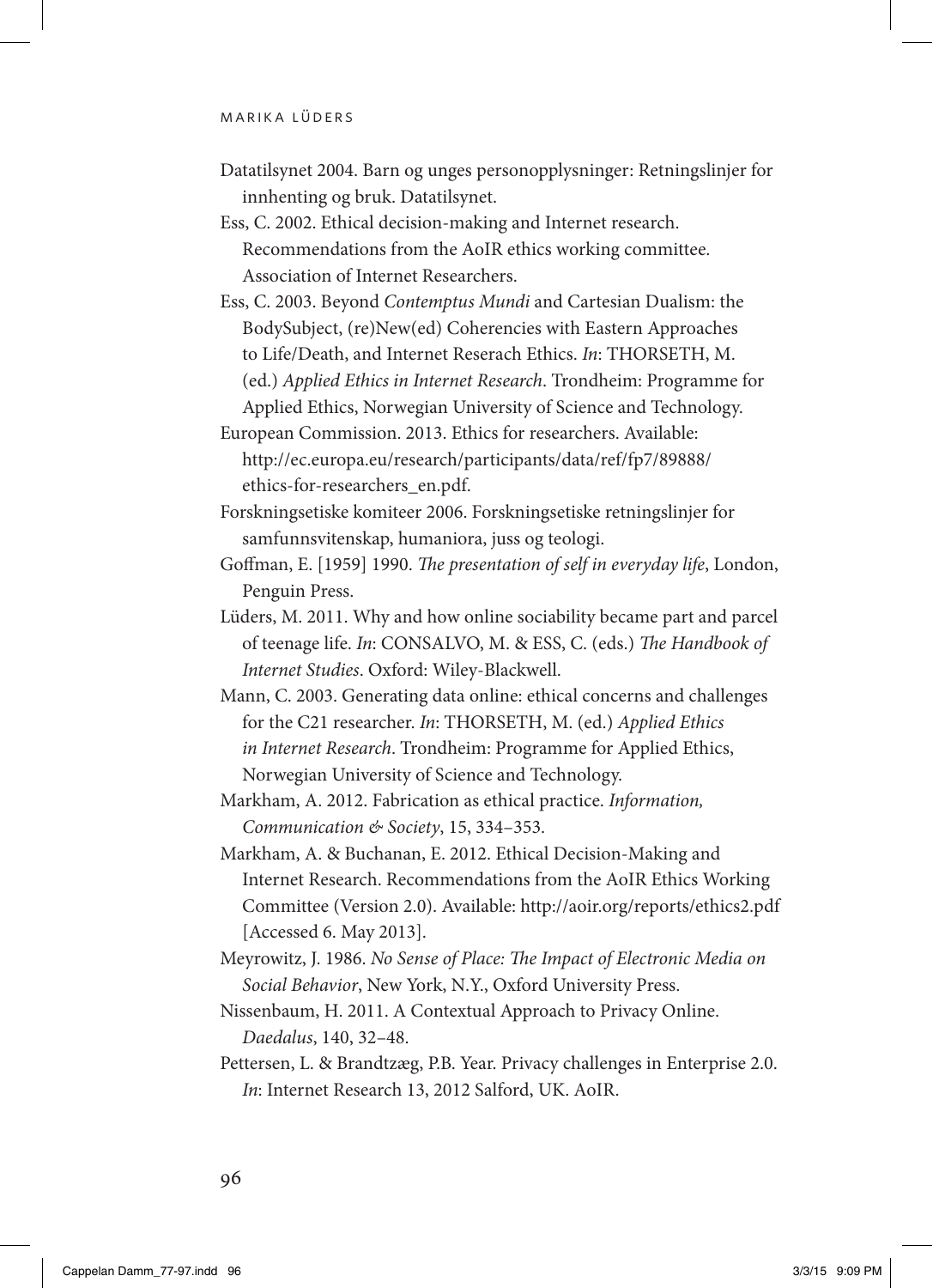Datatilsynet 2004. Barn og unges personopplysninger: Retningslinjer for innhenting og bruk. Datatilsynet.

Ess, C. 2002. Ethical decision-making and Internet research. Recommendations from the AoIR ethics working committee. Association of Internet Researchers.

Ess, C. 2003. Beyond *Contemptus Mundi* and Cartesian Dualism: the BodySubject, (re)New(ed) Coherencies with Eastern Approaches to Life/Death, and Internet Reserach Ethics. *In*: THORSETH, M. (ed.) *Applied Ethics in Internet Research*. Trondheim: Programme for Applied Ethics, Norwegian University of Science and Technology.

European Commission. 2013. Ethics for researchers. Available: http://ec.europa.eu/research/participants/data/ref/fp7/89888/ethics-for-researchers_en.pdf.

Forskningsetiske komiteer 2006. Forskningsetiske retningslinjer for samfunnsvitenskap, humaniora, juss og teologi.

Goffman, E. [1959] 1990. *The presentation of self in everyday life*, London, Penguin Press.

Lüders, M. 2011. Why and how online sociability became part and parcel of teenage life. *In*: CONSALVO, M. & ESS, C. (eds.) *The Handbook of Internet Studies*. Oxford: Wiley-Blackwell.

Mann, C. 2003. Generating data online: ethical concerns and challenges for the C21 researcher. *In*: THORSETH, M. (ed.) *Applied Ethics in Internet Research*. Trondheim: Programme for Applied Ethics, Norwegian University of Science and Technology.

Markham, A. 2012. Fabrication as ethical practice. *Information, Communication & Society*, 15, 334–353.

Markham, A. & Buchanan, E. 2012. Ethical Decision-Making and Internet Research. Recommendations from the AoIR Ethics Working Committee (Version 2.0). Available: http://aoir.org/reports/ethics2.pdf [Accessed 6. May 2013].

Meyrowitz, J. 1986. *No Sense of Place: The Impact of Electronic Media on Social Behavior*, New York, N.Y., Oxford University Press.

Nissenbaum, H. 2011. A Contextual Approach to Privacy Online. *Daedalus*, 140, 32–48.

Pettersen, L. & Brandtzæg, P.B. Year. Privacy challenges in Enterprise 2.0. *In*: Internet Research 13, 2012 Salford, UK. AoIR.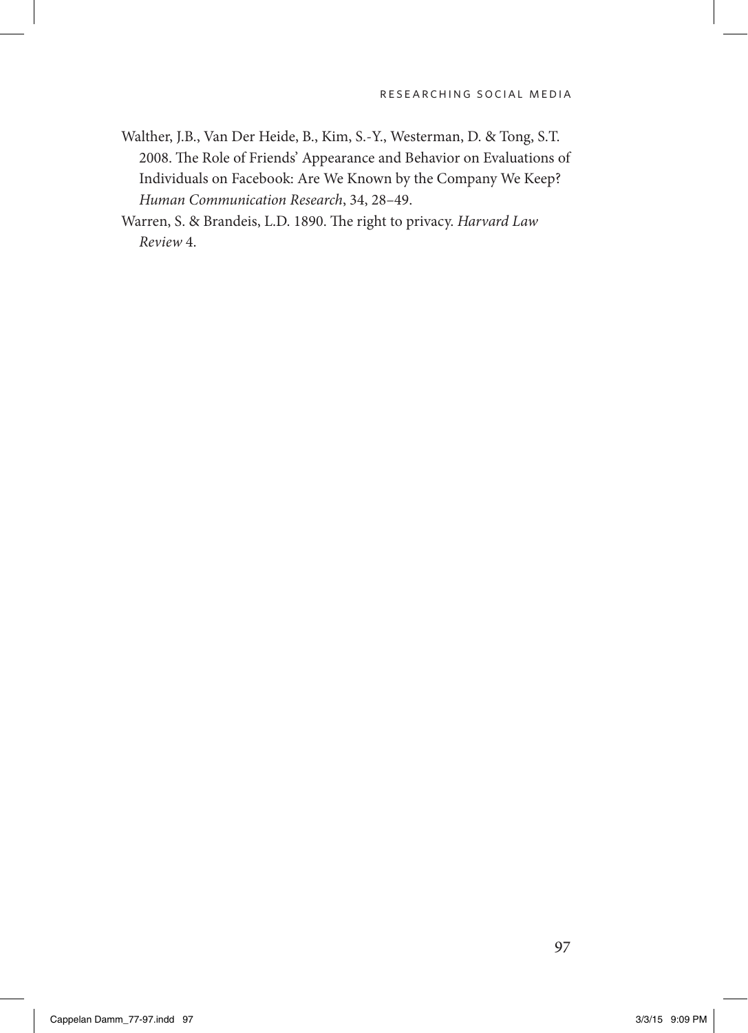Walther, J.B., Van Der Heide, B., Kim, S.-Y., Westerman, D. & Tong, S.T. 2008. The Role of Friends' Appearance and Behavior on Evaluations of Individuals on Facebook: Are We Known by the Company We Keep? *Human Communication Research*, 34, 28–49.

Warren, S. & Brandeis, L.D. 1890. The right to privacy. *Harvard Law Review* 4.